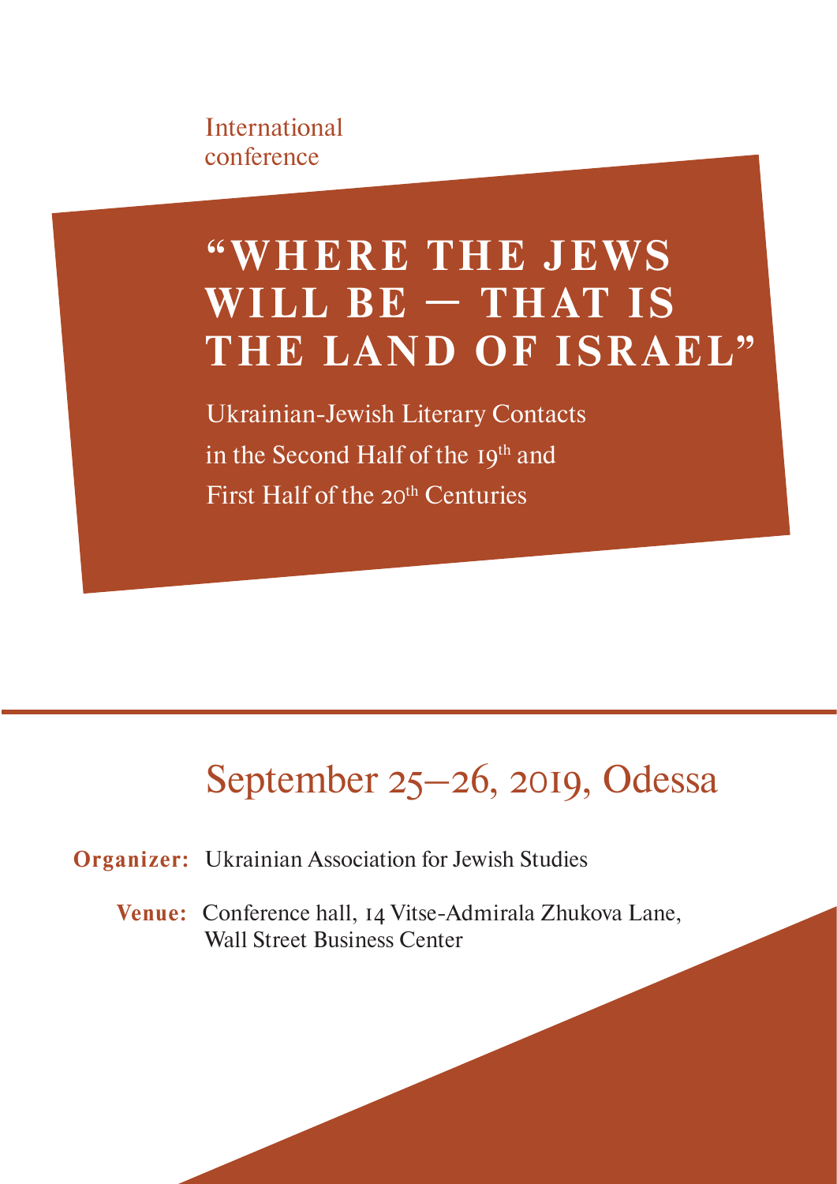International conference

# "WHERE THE JEWS WILL BE — THAT IS THE LAND OF ISRAEL"

## Ukrainian-Jewish Literary Contacts in the Second Half of the 19th and First Half of the 20th Centuries

## September 25–26, 2019, Odessa

**Organizer:** Ukrainian Association for Jewish Studies

**Venue:** Conference hall, 14 Vitse-Admirala Zhukova Lane, Wall Street Business Center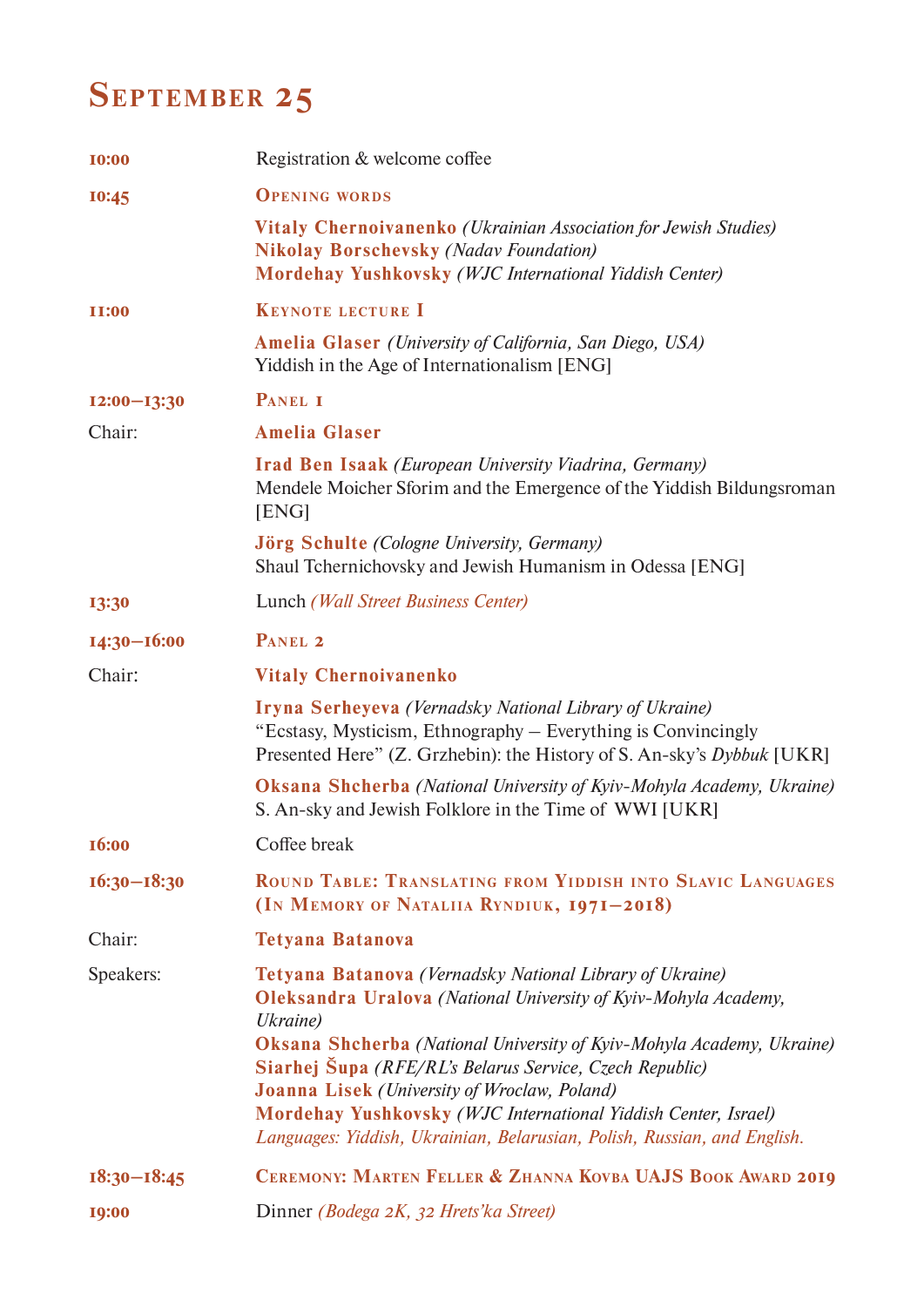# September 25

| | |
|---|---|
| **10:00** | Registration & welcome coffee |
| **10:45** | **Opening words** |
| | **Vitaly Chernoivanenko** *(Ukrainian Association for Jewish Studies)*<br>**Nikolay Borschevsky** *(Nadav Foundation)*<br>**Mordehay Yushkovsky** *(WJC International Yiddish Center)* |
| **11:00** | **Keynote lecture I** |
| | **Amelia Glaser** *(University of California, San Diego, USA)*<br>Yiddish in the Age of Internationalism [ENG] |
| **12:00–13:30** | **Panel 1** |
| Chair: | **Amelia Glaser** |
| | **Irad Ben Isaak** *(European University Viadrina, Germany)*<br>Mendele Moicher Sforim and the Emergence of the Yiddish Bildungsroman [ENG] |
| | **Jörg Schulte** *(Cologne University, Germany)*<br>Shaul Tchernichovsky and Jewish Humanism in Odessa [ENG] |
| **13:30** | Lunch *(Wall Street Business Center)* |
| **14:30–16:00** | **Panel 2** |
| Chair: | **Vitaly Chernoivanenko** |
| | **Iryna Serheyeva** *(Vernadsky National Library of Ukraine)*<br>"Ecstasy, Mysticism, Ethnography – Everything is Convincingly Presented Here" (Z. Grzhebin): the History of S. An-sky's *Dybbuk* [UKR] |
| | **Oksana Shcherba** *(National University of Kyiv-Mohyla Academy, Ukraine)*<br>S. An-sky and Jewish Folklore in the Time of WWI [UKR] |
| **16:00** | Coffee break |
| **16:30–18:30** | **Round Table: Translating from Yiddish into Slavic Languages (In Memory of Nataliia Ryndiuk, 1971–2018)** |
| Chair: | **Tetyana Batanova** |
| Speakers: | **Tetyana Batanova** *(Vernadsky National Library of Ukraine)*<br>**Oleksandra Uralova** *(National University of Kyiv-Mohyla Academy, Ukraine)*<br>**Oksana Shcherba** *(National University of Kyiv-Mohyla Academy, Ukraine)*<br>**Siarhej Šupa** *(RFE/RL's Belarus Service, Czech Republic)*<br>**Joanna Lisek** *(University of Wroclaw, Poland)*<br>**Mordehay Yushkovsky** *(WJC International Yiddish Center, Israel)*<br>*Languages: Yiddish, Ukrainian, Belarusian, Polish, Russian, and English.* |
| **18:30–18:45** | **Ceremony: Marten Feller & Zhanna Kovba UAJS Book Award 2019** |
| **19:00** | Dinner *(Bodega 2K, 32 Hrets'ka Street)* |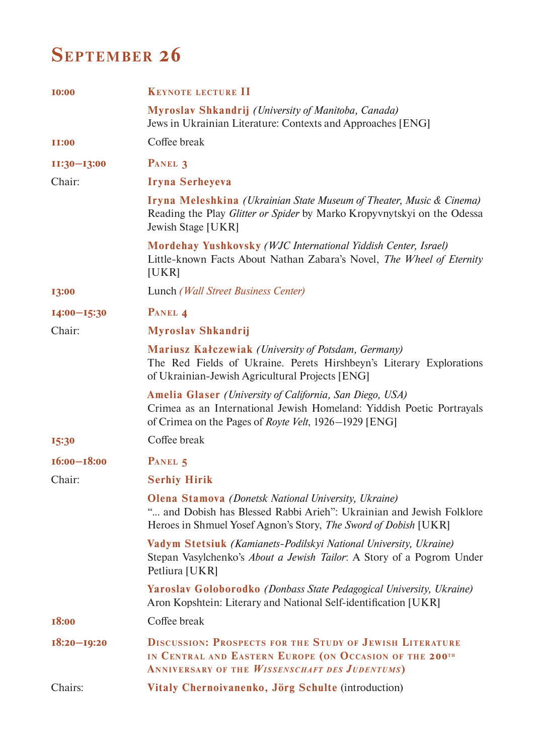## September 26

**10:00** — **Keynote lecture II**

**Myroslav Shkandrij** *(University of Manitoba, Canada)*
Jews in Ukrainian Literature: Contexts and Approaches [ENG]

**11:00** — Coffee break

**11:30–13:00** — **Panel 3**

Chair: **Iryna Serheyeva**

**Iryna Meleshkina** *(Ukrainian State Museum of Theater, Music & Cinema)*
Reading the Play *Glitter or Spider* by Marko Kropyvnytskyi on the Odessa Jewish Stage [UKR]

**Mordehay Yushkovsky** *(WJC International Yiddish Center, Israel)*
Little-known Facts About Nathan Zabara's Novel, *The Wheel of Eternity* [UKR]

**13:00** — Lunch *(Wall Street Business Center)*

**14:00–15:30** — **Panel 4**

Chair: **Myroslav Shkandrij**

**Mariusz Kałczewiak** *(University of Potsdam, Germany)*
The Red Fields of Ukraine. Perets Hirshbeyn's Literary Explorations of Ukrainian-Jewish Agricultural Projects [ENG]

**Amelia Glaser** *(University of California, San Diego, USA)*
Crimea as an International Jewish Homeland: Yiddish Poetic Portrayals of Crimea on the Pages of *Royte Velt*, 1926–1929 [ENG]

**15:30** — Coffee break

**16:00–18:00** — **Panel 5**

Chair: **Serhiy Hirik**

**Olena Stamova** *(Donetsk National University, Ukraine)*
"… and Dobish has Blessed Rabbi Arieh": Ukrainian and Jewish Folklore Heroes in Shmuel Yosef Agnon's Story, *The Sword of Dobish* [UKR]

**Vadym Stetsiuk** *(Kamianets-Podilskyi National University, Ukraine)*
Stepan Vasylchenko's *About a Jewish Tailor*: A Story of a Pogrom Under Petliura [UKR]

**Yaroslav Goloborodko** *(Donbass State Pedagogical University, Ukraine)*
Aron Kopshtein: Literary and National Self-identification [UKR]

**18:00** — Coffee break

**18:20–19:20** — **Discussion: Prospects for the Study of Jewish Literature in Central and Eastern Europe (on Occasion of the 200th Anniversary of the *Wissenschaft des Judentums*)**

Chairs: **Vitaly Chernoivanenko, Jörg Schulte** (introduction)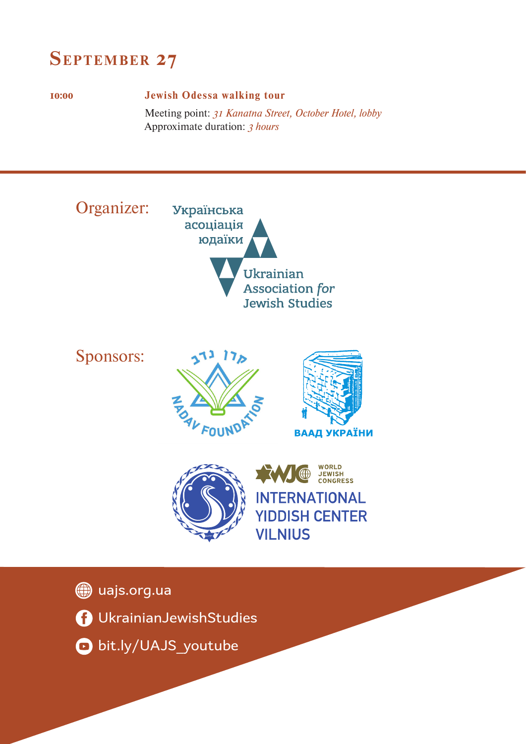## September 27

**10:00** **Jewish Odessa walking tour**

Meeting point: *31 Kanatna Street, October Hotel, lobby*
Approximate duration: *3 hours*

---

Organizer:

Українська асоціація юдаїки

Ukrainian Association *for* Jewish Studies

Sponsors:

קרן נדב

NADAV FOUNDATION

ВААД УКРАЇНИ

WJC WORLD JEWISH CONGRESS

INTERNATIONAL YIDDISH CENTER VILNIUS

uajs.org.ua

UkrainianJewishStudies

bit.ly/UAJS_youtube